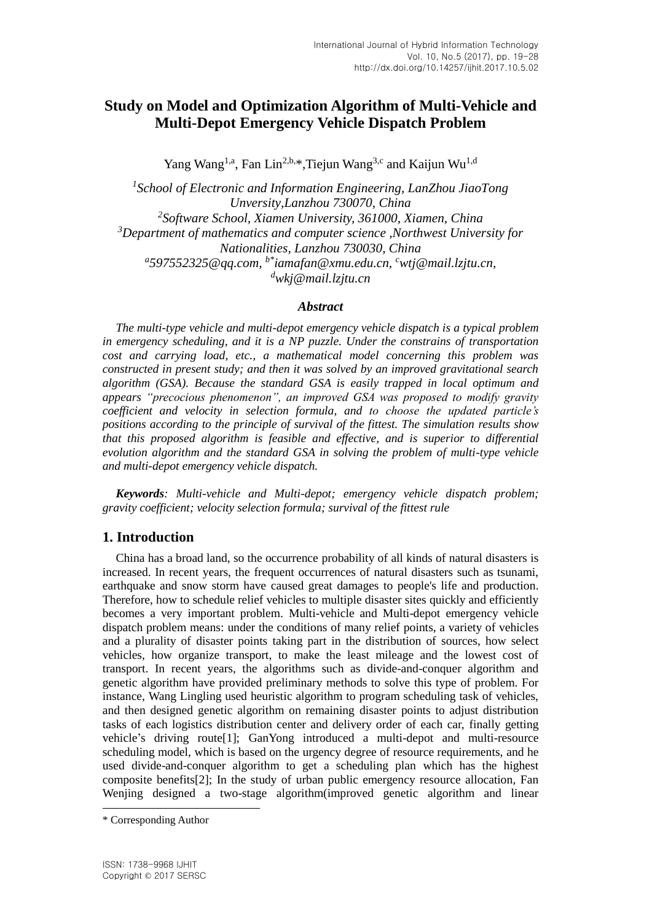# Study on Model and Optimization Algorithm of Multi-Vehicle and Multi-Depot Emergency Vehicle Dispatch Problem

Yang Wang[1,a], Fan Lin[2,b,*],Tiejun Wang[3,c] and Kaijun Wu[1,d]

*[1]School of Electronic and Information Engineering, LanZhou JiaoTong Unversity,Lanzhou 730070, China*
*[2]Software School, Xiamen University, 361000, Xiamen, China*
*[3]Department of mathematics and computer science ,Northwest University for Nationalities, Lanzhou 730030, China*
*[a]597552325@qq.com, [b*]iamafan@xmu.edu.cn, [c]wtj@mail.lzjtu.cn, [d]wkj@mail.lzjtu.cn*

### *Abstract*

*The multi-type vehicle and multi-depot emergency vehicle dispatch is a typical problem in emergency scheduling, and it is a NP puzzle. Under the constrains of transportation cost and carrying load, etc., a mathematical model concerning this problem was constructed in present study; and then it was solved by an improved gravitational search algorithm (GSA). Because the standard GSA is easily trapped in local optimum and appears "precocious phenomenon", an improved GSA was proposed to modify gravity coefficient and velocity in selection formula, and to choose the updated particle's positions according to the principle of survival of the fittest. The simulation results show that this proposed algorithm is feasible and effective, and is superior to differential evolution algorithm and the standard GSA in solving the problem of multi-type vehicle and multi-depot emergency vehicle dispatch.*

***Keywords**: Multi-vehicle and Multi-depot; emergency vehicle dispatch problem; gravity coefficient; velocity selection formula; survival of the fittest rule*

## 1. Introduction

China has a broad land, so the occurrence probability of all kinds of natural disasters is increased. In recent years, the frequent occurrences of natural disasters such as tsunami, earthquake and snow storm have caused great damages to people's life and production. Therefore, how to schedule relief vehicles to multiple disaster sites quickly and efficiently becomes a very important problem. Multi-vehicle and Multi-depot emergency vehicle dispatch problem means: under the conditions of many relief points, a variety of vehicles and a plurality of disaster points taking part in the distribution of sources, how select vehicles, how organize transport, to make the least mileage and the lowest cost of transport. In recent years, the algorithms such as divide-and-conquer algorithm and genetic algorithm have provided preliminary methods to solve this type of problem. For instance, Wang Lingling used heuristic algorithm to program scheduling task of vehicles, and then designed genetic algorithm on remaining disaster points to adjust distribution tasks of each logistics distribution center and delivery order of each car, finally getting vehicle's driving route[1]; GanYong introduced a multi-depot and multi-resource scheduling model, which is based on the urgency degree of resource requirements, and he used divide-and-conquer algorithm to get a scheduling plan which has the highest composite benefits[2]; In the study of urban public emergency resource allocation, Fan Wenjing designed a two-stage algorithm(improved genetic algorithm and linear

\* Corresponding Author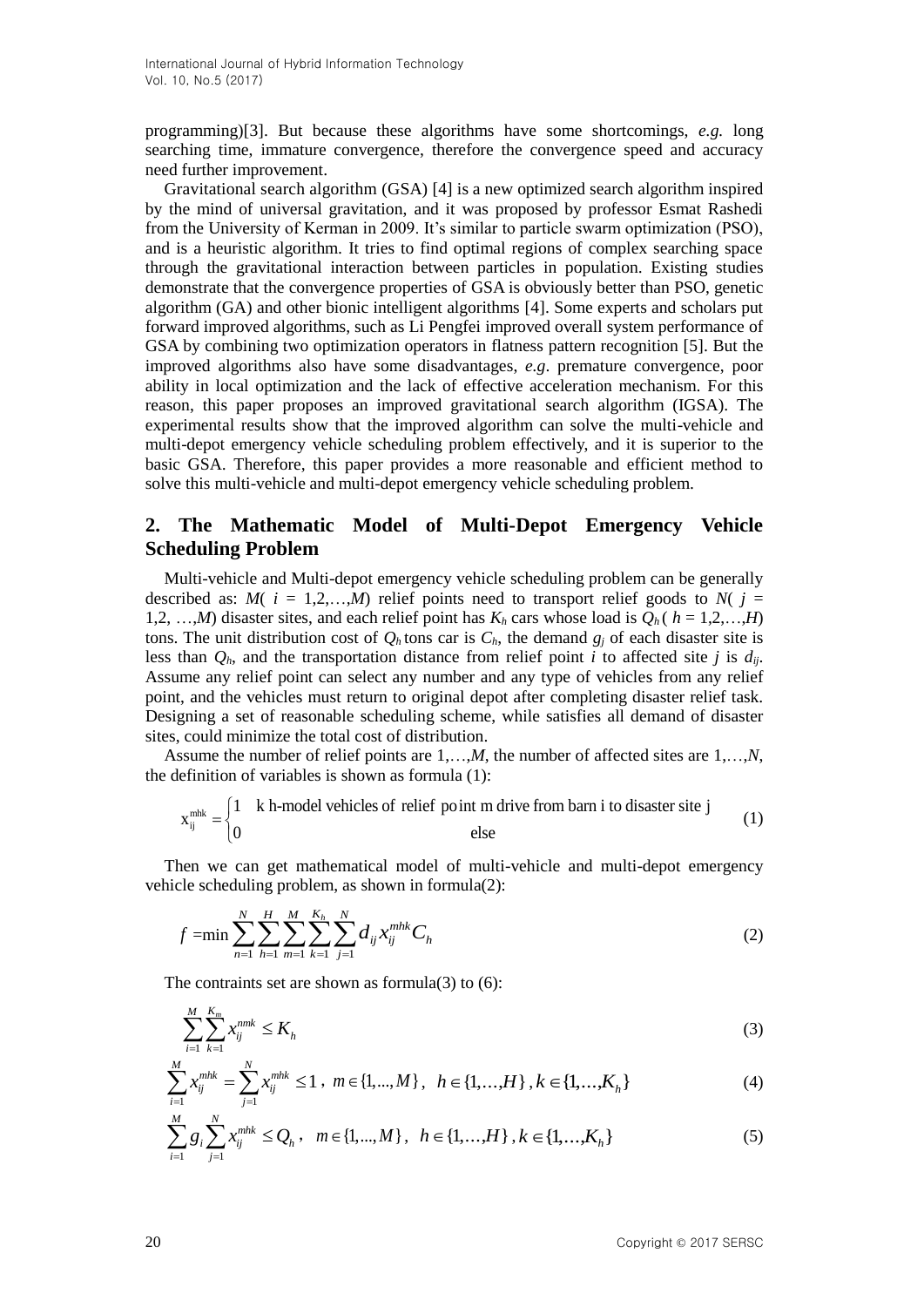programming)[3]. But because these algorithms have some shortcomings, *e.g.* long searching time, immature convergence, therefore the convergence speed and accuracy need further improvement.

Gravitational search algorithm (GSA) [4] is a new optimized search algorithm inspired by the mind of universal gravitation, and it was proposed by professor Esmat Rashedi from the University of Kerman in 2009. It's similar to particle swarm optimization (PSO), and is a heuristic algorithm. It tries to find optimal regions of complex searching space through the gravitational interaction between particles in population. Existing studies demonstrate that the convergence properties of GSA is obviously better than PSO, genetic algorithm (GA) and other bionic intelligent algorithms [4]. Some experts and scholars put forward improved algorithms, such as Li Pengfei improved overall system performance of GSA by combining two optimization operators in flatness pattern recognition [5]. But the improved algorithms also have some disadvantages, *e.g.* premature convergence, poor ability in local optimization and the lack of effective acceleration mechanism. For this reason, this paper proposes an improved gravitational search algorithm (IGSA). The experimental results show that the improved algorithm can solve the multi-vehicle and multi-depot emergency vehicle scheduling problem effectively, and it is superior to the basic GSA. Therefore, this paper provides a more reasonable and efficient method to solve this multi-vehicle and multi-depot emergency vehicle scheduling problem.

## 2. The Mathematic Model of Multi-Depot Emergency Vehicle Scheduling Problem

Multi-vehicle and Multi-depot emergency vehicle scheduling problem can be generally described as: $M$( $i$ = 1,2,…,$M$) relief points need to transport relief goods to $N$( $j$ = 1,2, …,$M$) disaster sites, and each relief point has $K_h$ cars whose load is $Q_h$ ( $h$ = 1,2,…,$H$) tons. The unit distribution cost of $Q_h$ tons car is $C_h$, the demand $g_j$ of each disaster site is less than $Q_h$, and the transportation distance from relief point $i$ to affected site $j$ is $d_{ij}$. Assume any relief point can select any number and any type of vehicles from any relief point, and the vehicles must return to original depot after completing disaster relief task. Designing a set of reasonable scheduling scheme, while satisfies all demand of disaster sites, could minimize the total cost of distribution.

Assume the number of relief points are 1,…,$M$, the number of affected sites are 1,…,$N$, the definition of variables is shown as formula (1):

$$x_{ij}^{mhk} = \begin{cases} 1 & \text{k h-model vehicles of relief point m drive from barn i to disaster site j} \\ 0 & \text{else} \end{cases} \tag{1}$$

Then we can get mathematical model of multi-vehicle and multi-depot emergency vehicle scheduling problem, as shown in formula(2):

$$f = \min \sum_{n=1}^{N} \sum_{h=1}^{H} \sum_{m=1}^{M} \sum_{k=1}^{K_h} \sum_{j=1}^{N} d_{ij} x_{ij}^{mhk} C_h \tag{2}$$

The contraints set are shown as formula(3) to (6):

$$\sum_{i=1}^{M} \sum_{k=1}^{K_m} x_{ij}^{nmk} \le K_h \tag{3}$$

$$\sum_{i=1}^{M} x_{ij}^{mhk} = \sum_{j=1}^{N} x_{ij}^{mhk} \le 1 \,, \; m \in \{1,...,M\}, \;\; h \in \{1,\ldots,H\}\,, k \in \{1,\ldots,K_h\} \tag{4}$$

$$\sum_{i=1}^{M} g_i \sum_{j=1}^{N} x_{ij}^{mhk} \le Q_h \,, \;\; m \in \{1,...,M\}, \;\; h \in \{1,\ldots,H\}\,, k \in \{1,\ldots,K_h\} \tag{5}$$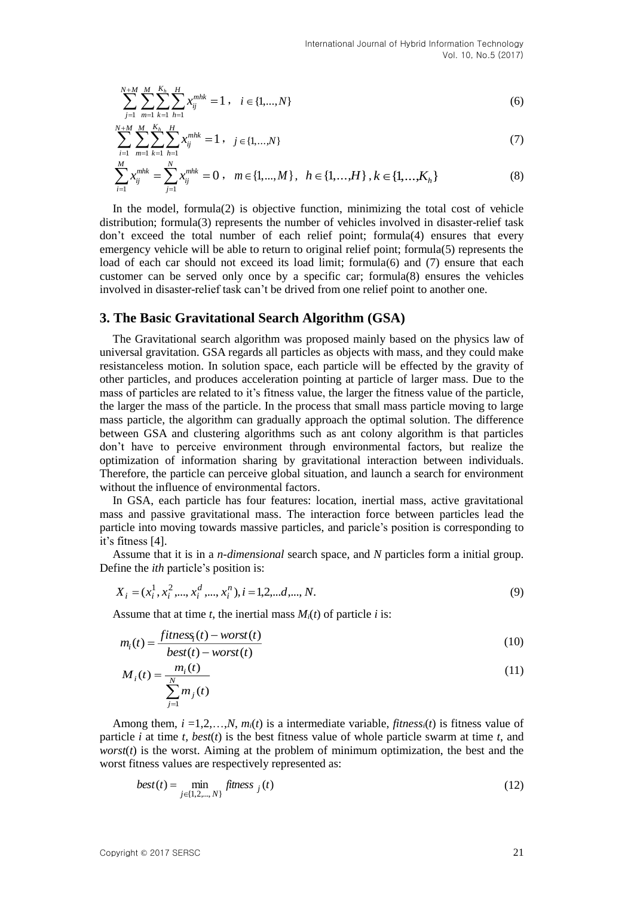$$\sum_{j=1}^{N+M}\sum_{m=1}^{M}\sum_{k=1}^{K_h}\sum_{h=1}^{H} x_{ij}^{mhk} = 1\,,\quad i \in \{1,...,N\} \tag{6}$$

$$\sum_{i=1}^{N+M}\sum_{m=1}^{M}\sum_{k=1}^{K_h}\sum_{h=1}^{H} x_{ij}^{mhk} = 1\,,\quad j \in \{1,\ldots,N\} \tag{7}$$

$$\sum_{i=1}^{M} x_{ij}^{mhk} = \sum_{j=1}^{N} x_{ij}^{mhk} = 0\,,\quad m \in \{1,...,M\},\ \ h \in \{1,\ldots,H\}\,, k \in \{1,\ldots,K_h\} \tag{8}$$

In the model, formula(2) is objective function, minimizing the total cost of vehicle distribution; formula(3) represents the number of vehicles involved in disaster-relief task don't exceed the total number of each relief point; formula(4) ensures that every emergency vehicle will be able to return to original relief point; formula(5) represents the load of each car should not exceed its load limit; formula(6) and (7) ensure that each customer can be served only once by a specific car; formula(8) ensures the vehicles involved in disaster-relief task can't be drived from one relief point to another one.

## 3. The Basic Gravitational Search Algorithm (GSA)

The Gravitational search algorithm was proposed mainly based on the physics law of universal gravitation. GSA regards all particles as objects with mass, and they could make resistanceless motion. In solution space, each particle will be effected by the gravity of other particles, and produces acceleration pointing at particle of larger mass. Due to the mass of particles are related to it's fitness value, the larger the fitness value of the particle, the larger the mass of the particle. In the process that small mass particle moving to large mass particle, the algorithm can gradually approach the optimal solution. The difference between GSA and clustering algorithms such as ant colony algorithm is that particles don't have to perceive environment through environmental factors, but realize the optimization of information sharing by gravitational interaction between individuals. Therefore, the particle can perceive global situation, and launch a search for environment without the influence of environmental factors.

In GSA, each particle has four features: location, inertial mass, active gravitational mass and passive gravitational mass. The interaction force between particles lead the particle into moving towards massive particles, and paricle's position is corresponding to it's fitness [4].

Assume that it is in a *n-dimensional* search space, and *N* particles form a initial group. Define the *ith* particle's position is:

$$X_i = (x_i^1, x_i^2, ..., x_i^d, ..., x_i^n), i = 1,2,...d,..., N. \tag{9}$$

Assume that at time *t*, the inertial mass $M_i(t)$ of particle *i* is:

$$m_i(t) = \frac{fitness_i(t) - worst(t)}{best(t) - worst(t)} \tag{10}$$

$$M_i(t) = \frac{m_i(t)}{\sum_{j=1}^{N} m_j(t)} \tag{11}$$

Among them, $i = 1,2,\ldots,N$, $m_i(t)$ is a intermediate variable, $fitness_i(t)$ is fitness value of particle *i* at time *t*, $best(t)$ is the best fitness value of whole particle swarm at time *t*, and $worst(t)$ is the worst. Aiming at the problem of minimum optimization, the best and the worst fitness values are respectively represented as:

$$best(t) = \min_{j \in \{1,2,...,N\}} fitness_j(t) \tag{12}$$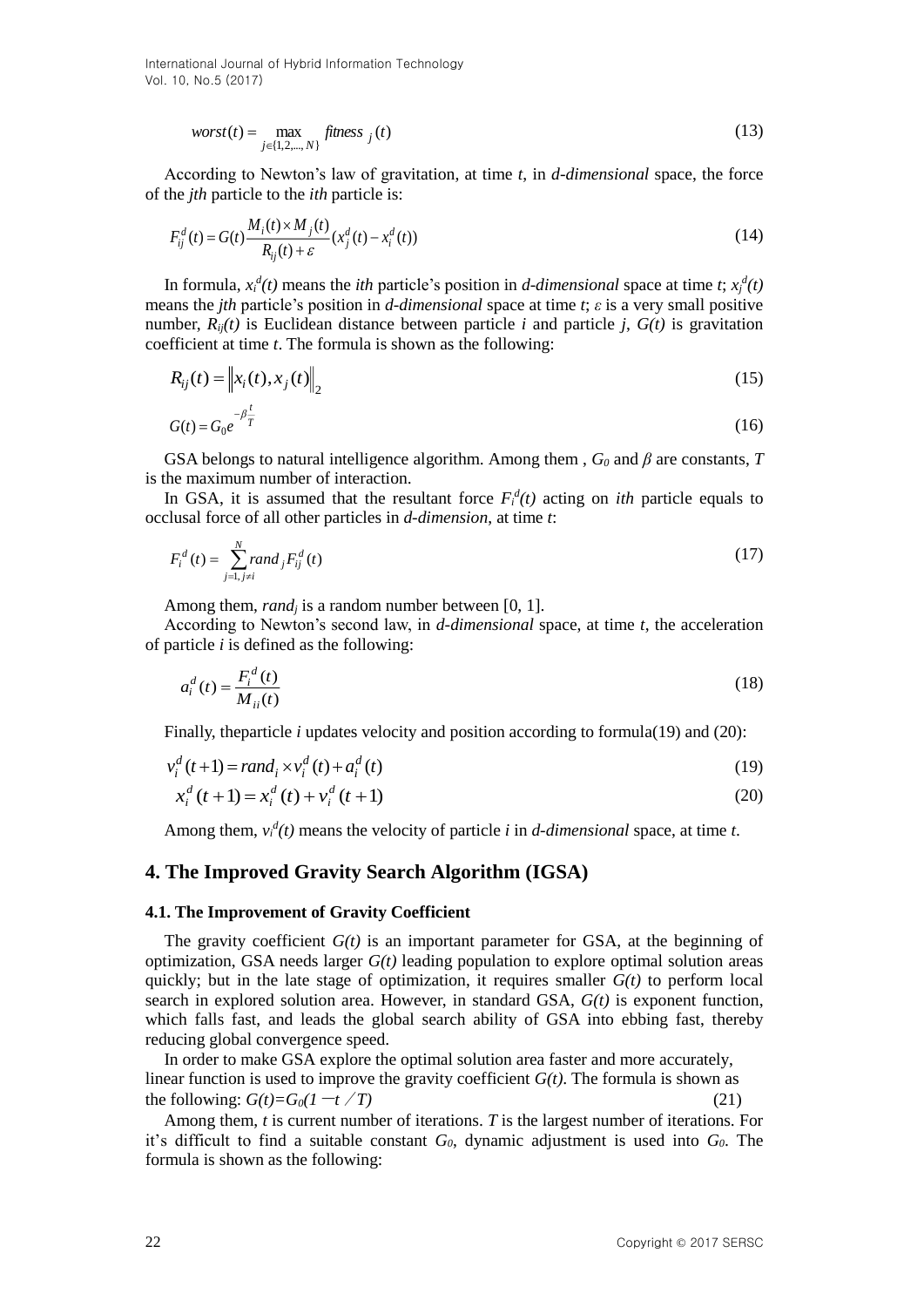$$worst(t) = \max_{j \in \{1,2,...,N\}} fitness_j(t) \tag{13}$$

According to Newton's law of gravitation, at time *t*, in *d-dimensional* space, the force of the *jth* particle to the *ith* particle is:

$$F_{ij}^d(t) = G(t)\frac{M_i(t) \times M_j(t)}{R_{ij}(t) + \varepsilon}(x_j^d(t) - x_i^d(t)) \tag{14}$$

In formula, $x_i^d(t)$ means the *ith* particle's position in *d-dimensional* space at time *t*; $x_j^d(t)$ means the *jth* particle's position in *d-dimensional* space at time *t*; $\varepsilon$ is a very small positive number, $R_{ij}(t)$ is Euclidean distance between particle *i* and particle *j*, $G(t)$ is gravitation coefficient at time *t*. The formula is shown as the following:

$$R_{ij}(t) = \left\| x_i(t), x_j(t) \right\|_2 \tag{15}$$

$$G(t) = G_0 e^{-\beta\frac{t}{T}} \tag{16}$$

GSA belongs to natural intelligence algorithm. Among them , $G_0$ and $\beta$ are constants, $T$ is the maximum number of interaction.

In GSA, it is assumed that the resultant force $F_i^d(t)$ acting on *ith* particle equals to occlusal force of all other particles in *d-dimension*, at time *t*:

$$F_i^d(t) = \sum_{j=1, j \neq i}^{N} rand_j F_{ij}^d(t) \tag{17}$$

Among them, $rand_j$ is a random number between [0, 1].

According to Newton's second law, in *d-dimensional* space, at time *t*, the acceleration of particle *i* is defined as the following:

$$a_i^d(t) = \frac{F_i^d(t)}{M_{ii}(t)} \tag{18}$$

Finally, theparticle *i* updates velocity and position according to formula(19) and (20):

$$v_i^d(t+1) = rand_i \times v_i^d(t) + a_i^d(t) \tag{19}$$

$$x_i^d(t+1) = x_i^d(t) + v_i^d(t+1) \tag{20}$$

Among them, $v_i^d(t)$ means the velocity of particle *i* in *d-dimensional* space, at time *t*.

## 4. The Improved Gravity Search Algorithm (IGSA)

### 4.1. The Improvement of Gravity Coefficient

The gravity coefficient $G(t)$ is an important parameter for GSA, at the beginning of optimization, GSA needs larger $G(t)$ leading population to explore optimal solution areas quickly; but in the late stage of optimization, it requires smaller $G(t)$ to perform local search in explored solution area. However, in standard GSA, $G(t)$ is exponent function, which falls fast, and leads the global search ability of GSA into ebbing fast, thereby reducing global convergence speed.

In order to make GSA explore the optimal solution area faster and more accurately, linear function is used to improve the gravity coefficient $G(t)$. The formula is shown as the following: $G(t)=G_0(1-t/T)$ (21)

Among them, *t* is current number of iterations. *T* is the largest number of iterations. For it's difficult to find a suitable constant $G_0$, dynamic adjustment is used into $G_0$. The formula is shown as the following: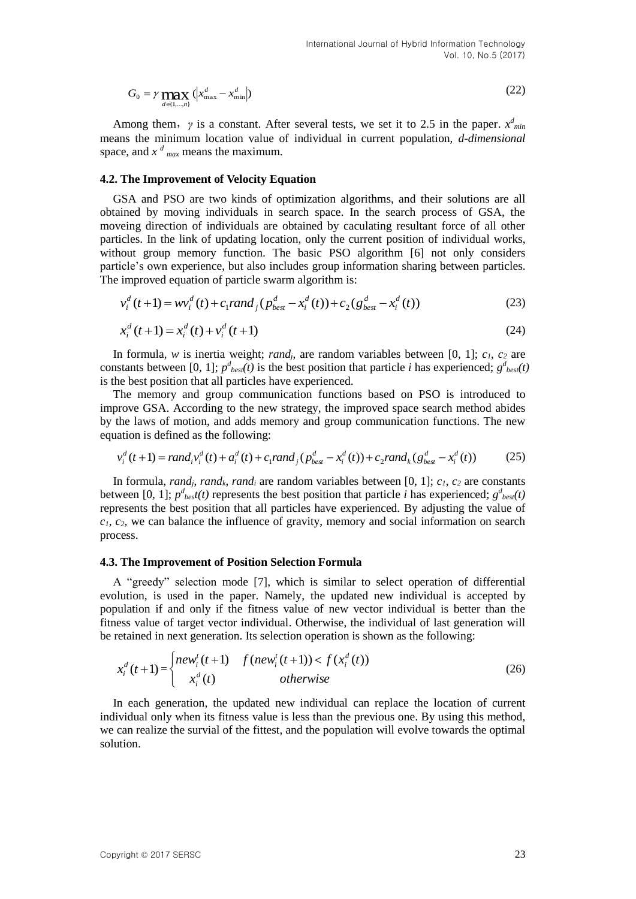$$G_0 = \gamma \max_{d \in \{1,\ldots,n\}} (|x_{\max}^d - x_{\min}^d|) \tag{22}$$

Among them，$\gamma$ is a constant. After several tests, we set it to 2.5 in the paper. $x^d_{min}$ means the minimum location value of individual in current population, *d-dimensional* space, and $x^d_{max}$ means the maximum.

### 4.2. The Improvement of Velocity Equation

GSA and PSO are two kinds of optimization algorithms, and their solutions are all obtained by moving individuals in search space. In the search process of GSA, the moveing direction of individuals are obtained by caculating resultant force of all other particles. In the link of updating location, only the current position of individual works, without group memory function. The basic PSO algorithm [6] not only considers particle's own experience, but also includes group information sharing between particles. The improved equation of particle swarm algorithm is:

$$v_i^d(t+1) = wv_i^d(t) + c_1 rand_j (p_{best}^d - x_i^d(t)) + c_2 (g_{best}^d - x_i^d(t)) \tag{23}$$

$$x_i^d(t+1) = x_i^d(t) + v_i^d(t+1) \tag{24}$$

In formula, $w$ is inertia weight; $rand_j$, are random variables between [0, 1]; $c_1$, $c_2$ are constants between [0, 1]; $p^d_{best}(t)$ is the best position that particle $i$ has experienced; $g^d_{best}(t)$ is the best position that all particles have experienced.

The memory and group communication functions based on PSO is introduced to improve GSA. According to the new strategy, the improved space search method abides by the laws of motion, and adds memory and group communication functions. The new equation is defined as the following:

$$v_i^d(t+1) = rand_i v_i^d(t) + a_i^d(t) + c_1 rand_j (p_{best}^d - x_i^d(t)) + c_2 rand_k (g_{best}^d - x_i^d(t)) \tag{25}$$

In formula, $rand_j$, $rand_k$, $rand_i$ are random variables between [0, 1]; $c_1$, $c_2$ are constants between [0, 1]; $p^d_{best}t(t)$ represents the best position that particle $i$ has experienced; $g^d_{best}(t)$ represents the best position that all particles have experienced. By adjusting the value of $c_1$, $c_2$, we can balance the influence of gravity, memory and social information on search process.

### 4.3. The Improvement of Position Selection Formula

A "greedy" selection mode [7], which is similar to select operation of differential evolution, is used in the paper. Namely, the updated new individual is accepted by population if and only if the fitness value of new vector individual is better than the fitness value of target vector individual. Otherwise, the individual of last generation will be retained in next generation. Its selection operation is shown as the following:

$$x_i^d(t+1) = \begin{cases} new_i^t(t+1) & f(new_i^t(t+1)) < f(x_i^d(t)) \\ x_i^d(t) & otherwise \end{cases} \tag{26}$$

In each generation, the updated new individual can replace the location of current individual only when its fitness value is less than the previous one. By using this method, we can realize the survial of the fittest, and the population will evolve towards the optimal solution.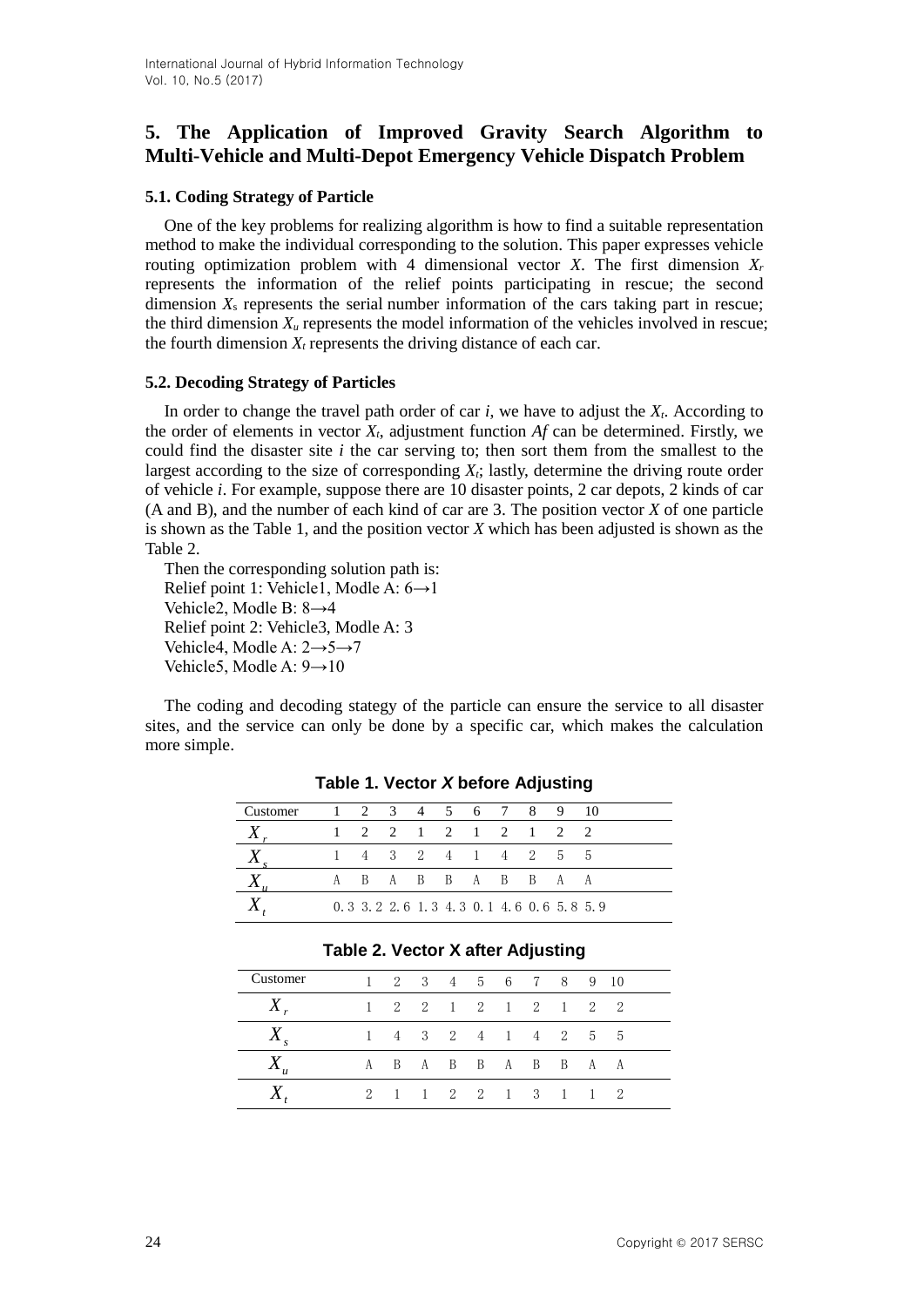## 5. The Application of Improved Gravity Search Algorithm to Multi-Vehicle and Multi-Depot Emergency Vehicle Dispatch Problem

### 5.1. Coding Strategy of Particle

One of the key problems for realizing algorithm is how to find a suitable representation method to make the individual corresponding to the solution. This paper expresses vehicle routing optimization problem with 4 dimensional vector $X$. The first dimension $X_r$ represents the information of the relief points participating in rescue; the second dimension $X_s$ represents the serial number information of the cars taking part in rescue; the third dimension $X_u$ represents the model information of the vehicles involved in rescue; the fourth dimension $X_t$ represents the driving distance of each car.

### 5.2. Decoding Strategy of Particles

In order to change the travel path order of car $i$, we have to adjust the $X_t$. According to the order of elements in vector $X_t$, adjustment function $Af$ can be determined. Firstly, we could find the disaster site $i$ the car serving to; then sort them from the smallest to the largest according to the size of corresponding $X_t$; lastly, determine the driving route order of vehicle $i$. For example, suppose there are 10 disaster points, 2 car depots, 2 kinds of car (A and B), and the number of each kind of car are 3. The position vector $X$ of one particle is shown as the Table 1, and the position vector $X$ which has been adjusted is shown as the Table 2.

Then the corresponding solution path is:
Relief point 1: Vehicle1, Modle A: 6→1
Vehicle2, Modle B: 8→4
Relief point 2: Vehicle3, Modle A: 3
Vehicle4, Modle A: 2→5→7
Vehicle5, Modle A: 9→10

The coding and decoding stategy of the particle can ensure the service to all disaster sites, and the service can only be done by a specific car, which makes the calculation more simple.

**Table 1. Vector *X* before Adjusting**

| Customer | 1 | 2 | 3 | 4 | 5 | 6 | 7 | 8 | 9 | 10 |
|---|---|---|---|---|---|---|---|---|---|---|
| $X_r$ | 1 | 2 | 2 | 1 | 2 | 1 | 2 | 1 | 2 | 2 |
| $X_s$ | 1 | 4 | 3 | 2 | 4 | 1 | 4 | 2 | 5 | 5 |
| $X_u$ | A | B | A | B | B | A | B | B | A | A |
| $X_t$ | 0.3 | 3.2 | 2.6 | 1.3 | 4.3 | 0.1 | 4.6 | 0.6 | 5.8 | 5.9 |

**Table 2. Vector X after Adjusting**

| Customer | 1 | 2 | 3 | 4 | 5 | 6 | 7 | 8 | 9 | 10 |
|---|---|---|---|---|---|---|---|---|---|---|
| $X_r$ | 1 | 2 | 2 | 1 | 2 | 1 | 2 | 1 | 2 | 2 |
| $X_s$ | 1 | 4 | 3 | 2 | 4 | 1 | 4 | 2 | 5 | 5 |
| $X_u$ | A | B | A | B | B | A | B | B | A | A |
| $X_t$ | 2 | 1 | 1 | 2 | 2 | 1 | 3 | 1 | 1 | 2 |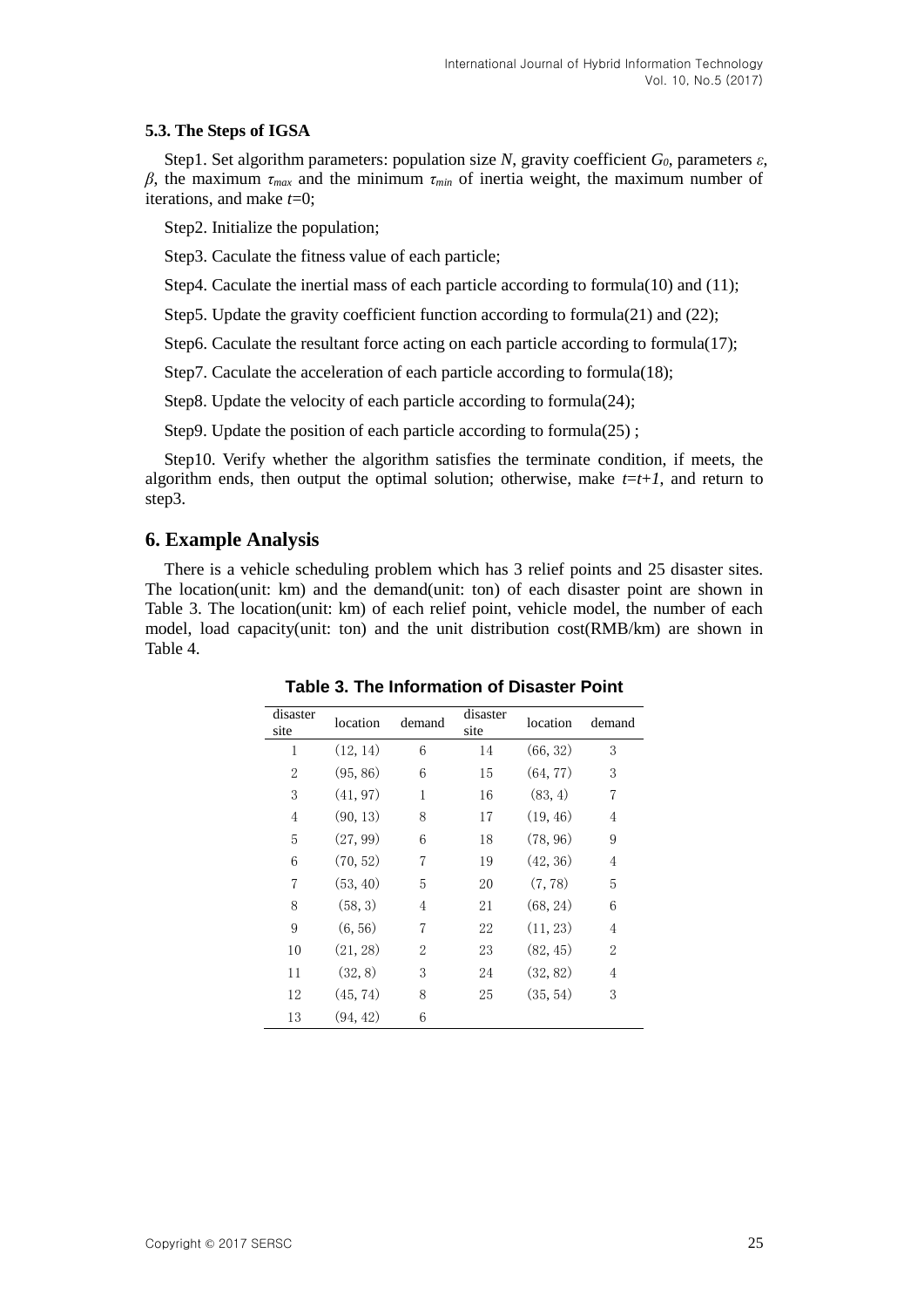### 5.3. The Steps of IGSA

Step1. Set algorithm parameters: population size $N$, gravity coefficient $G_0$, parameters $\varepsilon$, $\beta$, the maximum $\tau_{max}$ and the minimum $\tau_{min}$ of inertia weight, the maximum number of iterations, and make $t$=0;

Step2. Initialize the population;

Step3. Caculate the fitness value of each particle;

Step4. Caculate the inertial mass of each particle according to formula(10) and (11);

Step5. Update the gravity coefficient function according to formula(21) and (22);

Step6. Caculate the resultant force acting on each particle according to formula(17);

Step7. Caculate the acceleration of each particle according to formula(18);

Step8. Update the velocity of each particle according to formula(24);

Step9. Update the position of each particle according to formula(25) ;

Step10. Verify whether the algorithm satisfies the terminate condition, if meets, the algorithm ends, then output the optimal solution; otherwise, make $t=t+1$, and return to step3.

## 6. Example Analysis

There is a vehicle scheduling problem which has 3 relief points and 25 disaster sites. The location(unit: km) and the demand(unit: ton) of each disaster point are shown in Table 3. The location(unit: km) of each relief point, vehicle model, the number of each model, load capacity(unit: ton) and the unit distribution cost(RMB/km) are shown in Table 4.

**Table 3. The Information of Disaster Point**

| disaster site | location | demand | disaster site | location | demand |
|---|---|---|---|---|---|
| 1 | (12, 14) | 6 | 14 | (66, 32) | 3 |
| 2 | (95, 86) | 6 | 15 | (64, 77) | 3 |
| 3 | (41, 97) | 1 | 16 | (83, 4) | 7 |
| 4 | (90, 13) | 8 | 17 | (19, 46) | 4 |
| 5 | (27, 99) | 6 | 18 | (78, 96) | 9 |
| 6 | (70, 52) | 7 | 19 | (42, 36) | 4 |
| 7 | (53, 40) | 5 | 20 | (7, 78) | 5 |
| 8 | (58, 3) | 4 | 21 | (68, 24) | 6 |
| 9 | (6, 56) | 7 | 22 | (11, 23) | 4 |
| 10 | (21, 28) | 2 | 23 | (82, 45) | 2 |
| 11 | (32, 8) | 3 | 24 | (32, 82) | 4 |
| 12 | (45, 74) | 8 | 25 | (35, 54) | 3 |
| 13 | (94, 42) | 6 | | | |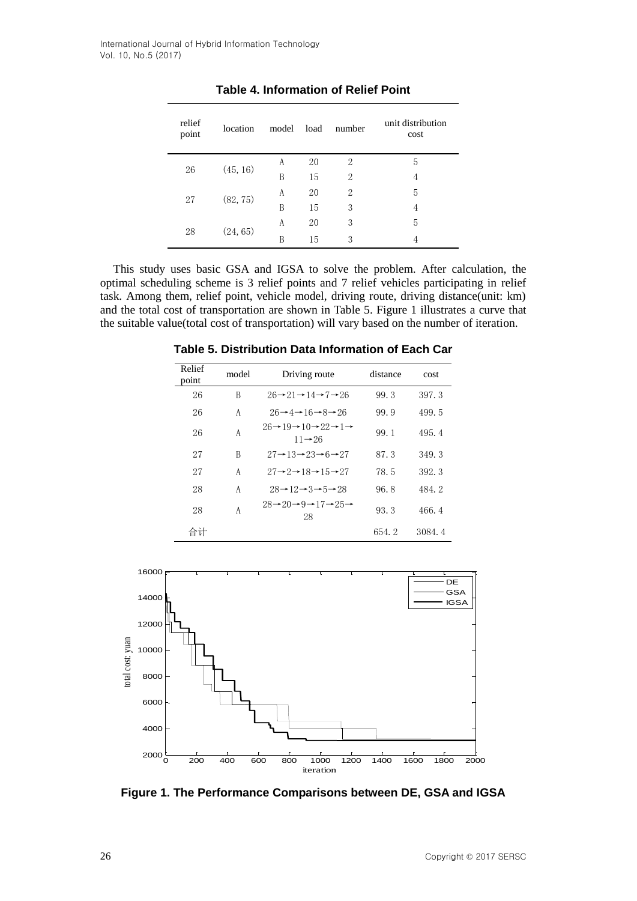**Table 4. Information of Relief Point**

| relief point | location | model | load | number | unit distribution cost |
|---|---|---|---|---|---|
| 26 | (45, 16) | A | 20 | 2 | 5 |
| | | B | 15 | 2 | 4 |
| 27 | (82, 75) | A | 20 | 2 | 5 |
| | | B | 15 | 3 | 4 |
| 28 | (24, 65) | A | 20 | 3 | 5 |
| | | B | 15 | 3 | 4 |

This study uses basic GSA and IGSA to solve the problem. After calculation, the optimal scheduling scheme is 3 relief points and 7 relief vehicles participating in relief task. Among them, relief point, vehicle model, driving route, driving distance(unit: km) and the total cost of transportation are shown in Table 5. Figure 1 illustrates a curve that the suitable value(total cost of transportation) will vary based on the number of iteration.

**Table 5. Distribution Data Information of Each Car**

| Relief point | model | Driving route | distance | cost |
|---|---|---|---|---|
| 26 | B | 26→21→14→7→26 | 99.3 | 397.3 |
| 26 | A | 26→4→16→8→26 | 99.9 | 499.5 |
| 26 | A | 26→19→10→22→1→11→26 | 99.1 | 495.4 |
| 27 | B | 27→13→23→6→27 | 87.3 | 349.3 |
| 27 | A | 27→2→18→15→27 | 78.5 | 392.3 |
| 28 | A | 28→12→3→5→28 | 96.8 | 484.2 |
| 28 | A | 28→20→9→17→25→28 | 93.3 | 466.4 |
| 合计 | | | 654.2 | 3084.4 |

**Figure 1. The Performance Comparisons between DE, GSA and IGSA**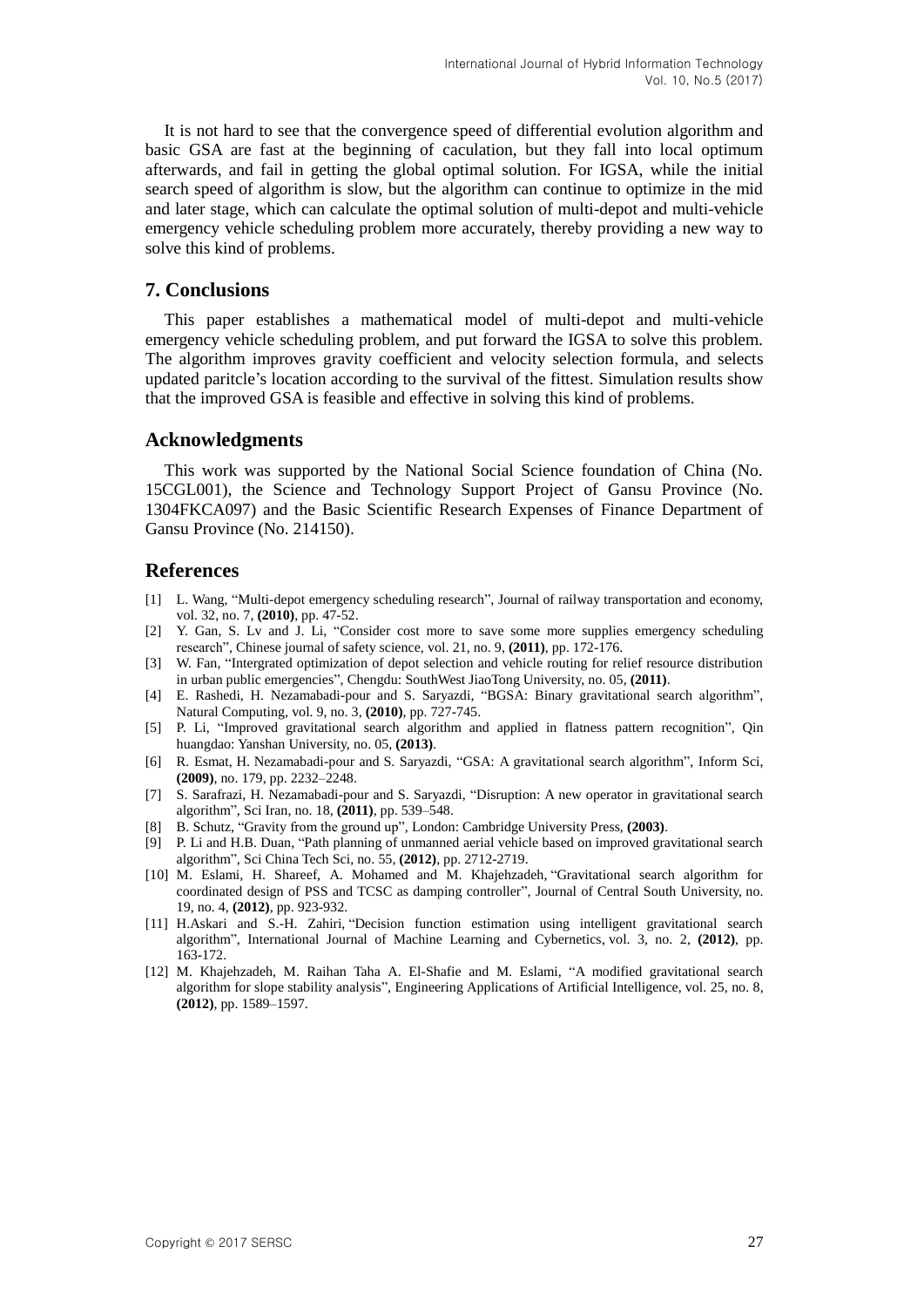It is not hard to see that the convergence speed of differential evolution algorithm and basic GSA are fast at the beginning of caculation, but they fall into local optimum afterwards, and fail in getting the global optimal solution. For IGSA, while the initial search speed of algorithm is slow, but the algorithm can continue to optimize in the mid and later stage, which can calculate the optimal solution of multi-depot and multi-vehicle emergency vehicle scheduling problem more accurately, thereby providing a new way to solve this kind of problems.

## 7. Conclusions

This paper establishes a mathematical model of multi-depot and multi-vehicle emergency vehicle scheduling problem, and put forward the IGSA to solve this problem. The algorithm improves gravity coefficient and velocity selection formula, and selects updated paritcle's location according to the survival of the fittest. Simulation results show that the improved GSA is feasible and effective in solving this kind of problems.

## Acknowledgments

This work was supported by the National Social Science foundation of China (No. 15CGL001), the Science and Technology Support Project of Gansu Province (No. 1304FKCA097) and the Basic Scientific Research Expenses of Finance Department of Gansu Province (No. 214150).

## References

[1] L. Wang, "Multi-depot emergency scheduling research", Journal of railway transportation and economy, vol. 32, no. 7, **(2010)**, pp. 47-52.

[2] Y. Gan, S. Lv and J. Li, "Consider cost more to save some more supplies emergency scheduling research", Chinese journal of safety science, vol. 21, no. 9, **(2011)**, pp. 172-176.

[3] W. Fan, "Intergrated optimization of depot selection and vehicle routing for relief resource distribution in urban public emergencies", Chengdu: SouthWest JiaoTong University, no. 05, **(2011)**.

[4] E. Rashedi, H. Nezamabadi-pour and S. Saryazdi, "BGSA: Binary gravitational search algorithm", Natural Computing, vol. 9, no. 3, **(2010)**, pp. 727-745.

[5] P. Li, "Improved gravitational search algorithm and applied in flatness pattern recognition", Qin huangdao: Yanshan University, no. 05, **(2013)**.

[6] R. Esmat, H. Nezamabadi-pour and S. Saryazdi, "GSA: A gravitational search algorithm", Inform Sci, **(2009)**, no. 179, pp. 2232–2248.

[7] S. Sarafrazi, H. Nezamabadi-pour and S. Saryazdi, "Disruption: A new operator in gravitational search algorithm", Sci Iran, no. 18, **(2011)**, pp. 539–548.

[8] B. Schutz, "Gravity from the ground up", London: Cambridge University Press, **(2003)**.

[9] P. Li and H.B. Duan, "Path planning of unmanned aerial vehicle based on improved gravitational search algorithm", Sci China Tech Sci, no. 55, **(2012)**, pp. 2712-2719.

[10] M. Eslami, H. Shareef, A. Mohamed and M. Khajehzadeh, "Gravitational search algorithm for coordinated design of PSS and TCSC as damping controller", Journal of Central South University, no. 19, no. 4, **(2012)**, pp. 923-932.

[11] H.Askari and S.-H. Zahiri, "Decision function estimation using intelligent gravitational search algorithm", International Journal of Machine Learning and Cybernetics, vol. 3, no. 2, **(2012)**, pp. 163-172.

[12] M. Khajehzadeh, M. Raihan Taha A. El-Shafie and M. Eslami, "A modified gravitational search algorithm for slope stability analysis", Engineering Applications of Artificial Intelligence, vol. 25, no. 8, **(2012)**, pp. 1589–1597.